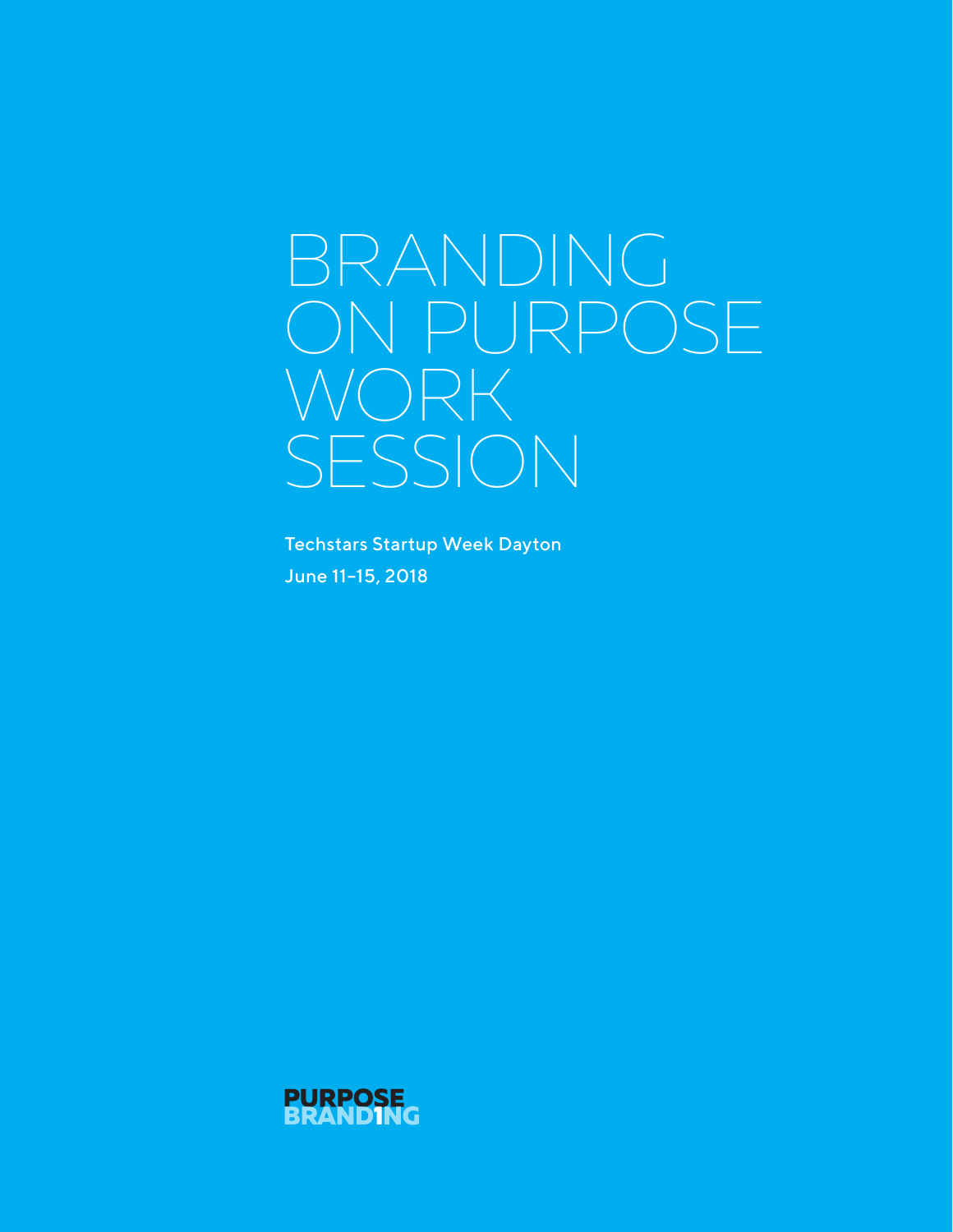# BRANDING ON PURPOSE WORK SESSION

Techstars Startup Week Dayton

June 11–15, 2018

PURPOSE BRAND1NG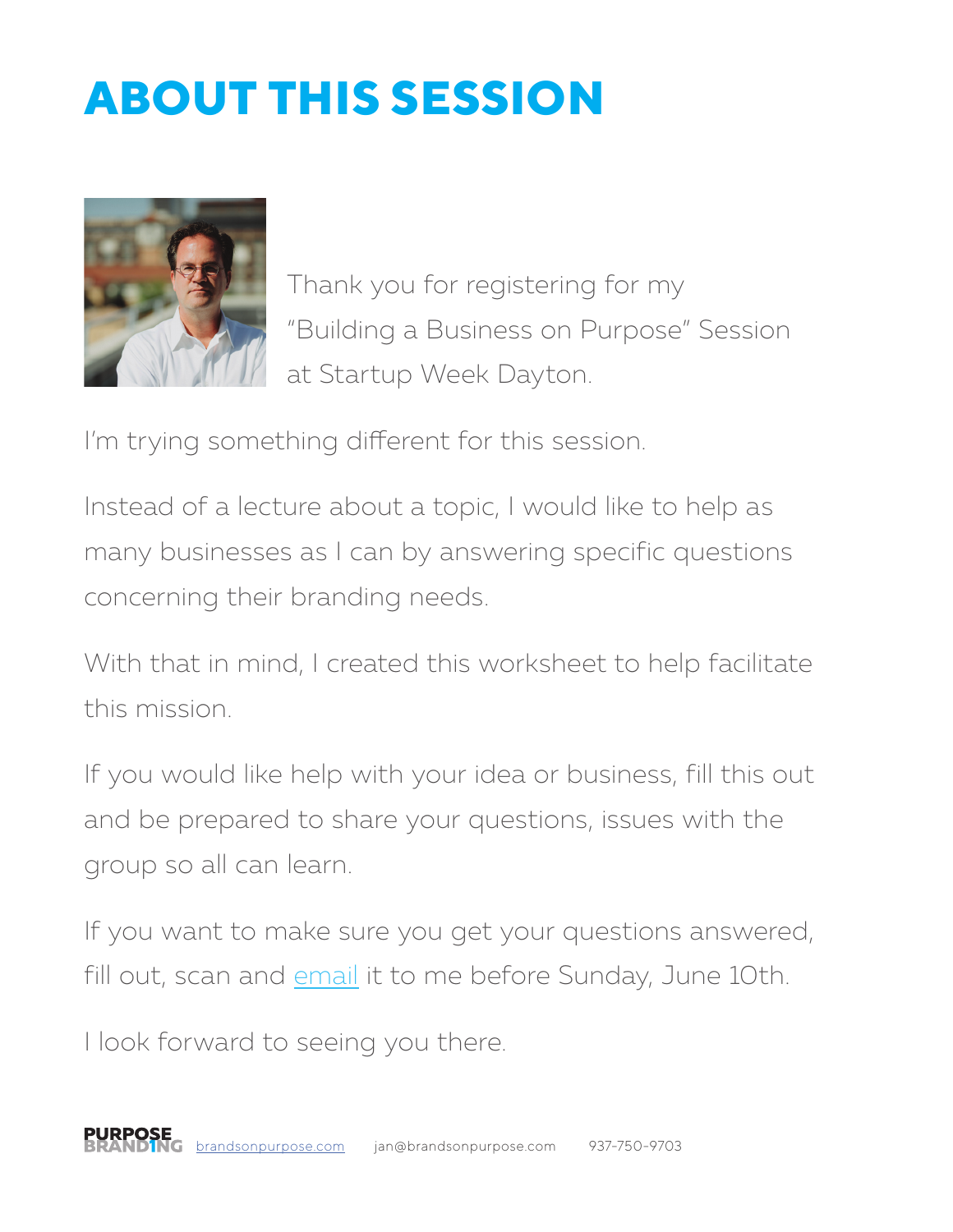# ABOUT THIS SESSION

Thank you for registering for my "Building a Business on Purpose" Session at Startup Week Dayton.

I'm trying something different for this session.

Instead of a lecture about a topic, I would like to help as many businesses as I can by answering specific questions concerning their branding needs.

With that in mind, I created this worksheet to help facilitate this mission.

If you would like help with your idea or business, fill this out and be prepared to share your questions, issues with the group so all can learn.

If you want to make sure you get your questions answered, fill out, scan and email it to me before Sunday, June 10th.

I look forward to seeing you there.

PURPOSE BRANDING brandsonpurpose.com jan@brandsonpurpose.com 937-750-9703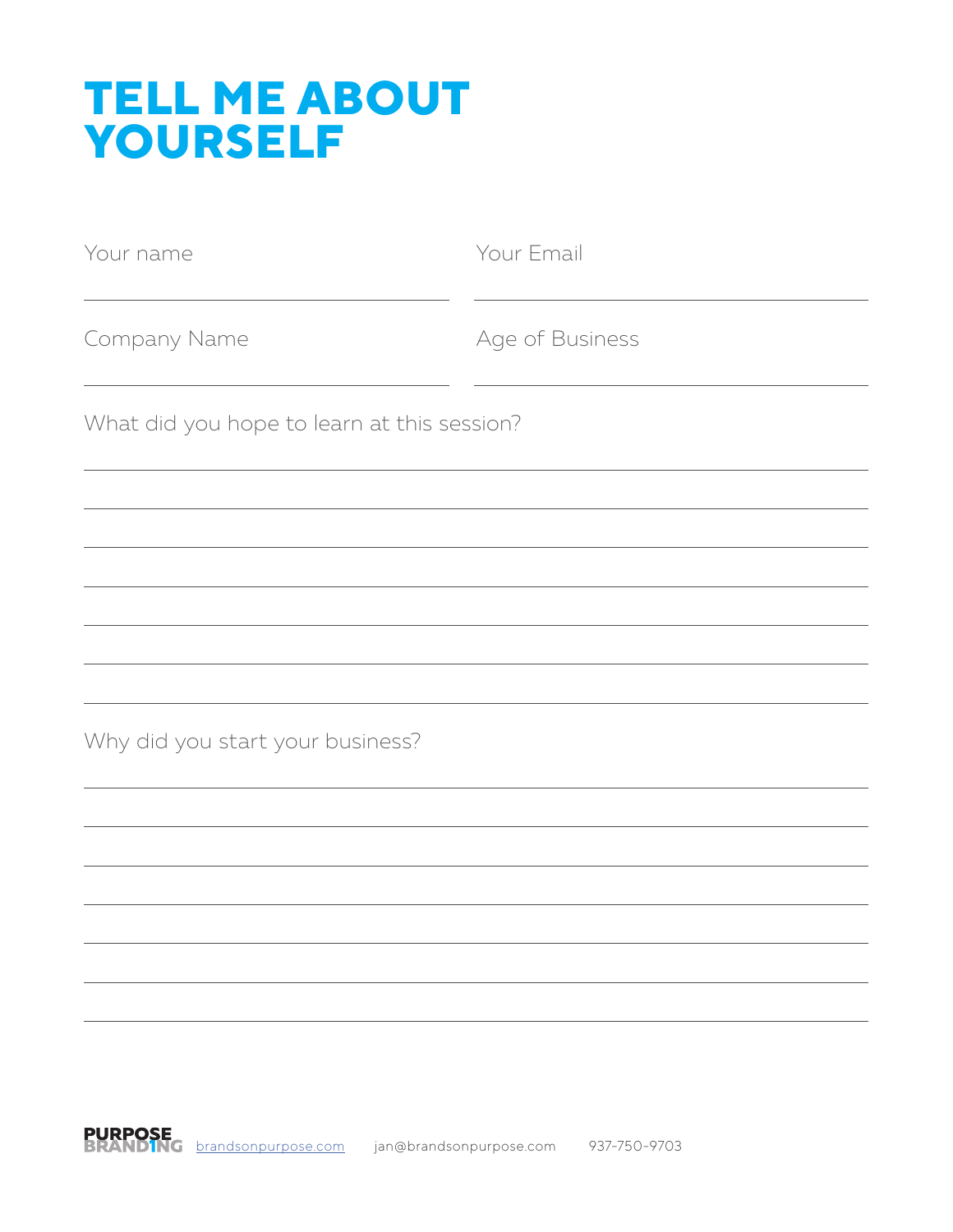# TELL ME ABOUT YOURSELF

Your name

Your Email

Company Name

Age of Business

What did you hope to learn at this session?

Why did you start your business?

PURPOSE BRANDING brandsonpurpose.com jan@brandsonpurpose.com 937-750-9703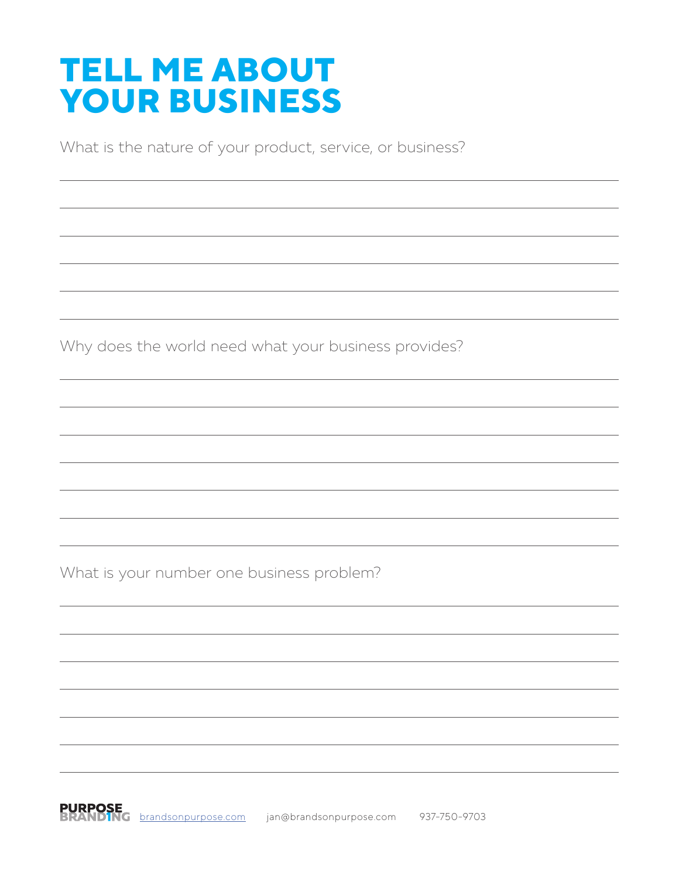# TELL ME ABOUT YOUR BUSINESS

What is the nature of your product, service, or business?

Why does the world need what your business provides?

What is your number one business problem?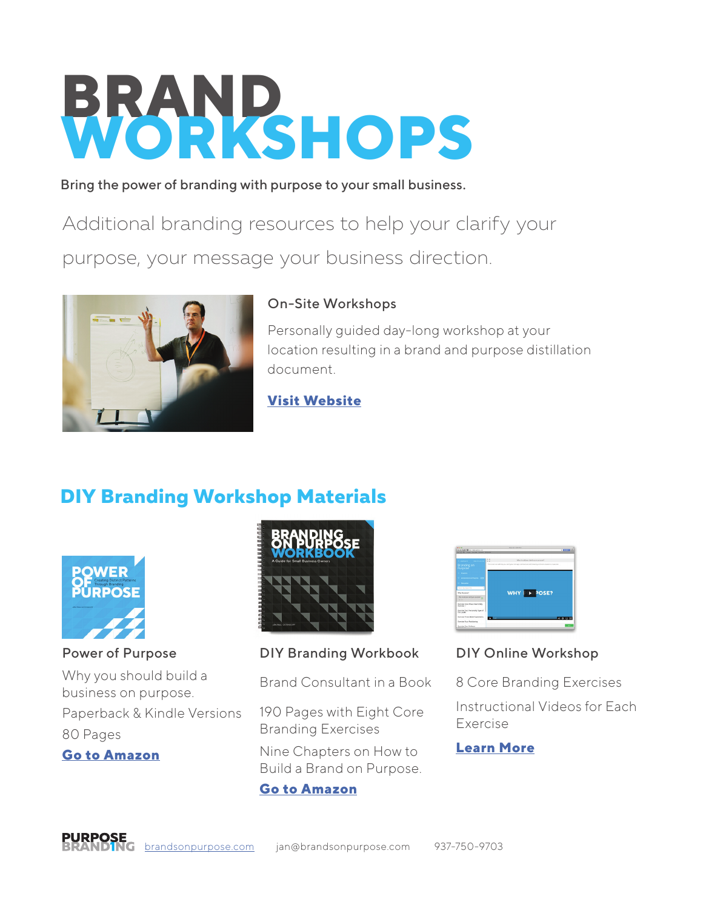# BRAND WORKSHOPS

**Bring the power of branding with purpose to your small business.**

Additional branding resources to help your clarify your purpose, your message your business direction.

### On-Site Workshops

Personally guided day-long workshop at your location resulting in a brand and purpose distillation document.

**Visit Website**

## DIY Branding Workshop Materials

### Power of Purpose

Why you should build a business on purpose.

Paperback & Kindle Versions

80 Pages

**Go to Amazon**

### DIY Branding Workbook

Brand Consultant in a Book

190 Pages with Eight Core Branding Exercises

Nine Chapters on How to Build a Brand on Purpose.

**Go to Amazon**

### DIY Online Workshop

8 Core Branding Exercises

Instructional Videos for Each Exercise

**Learn More**

PURPOSE BRANDING brandsonpurpose.com jan@brandsonpurpose.com 937-750-9703